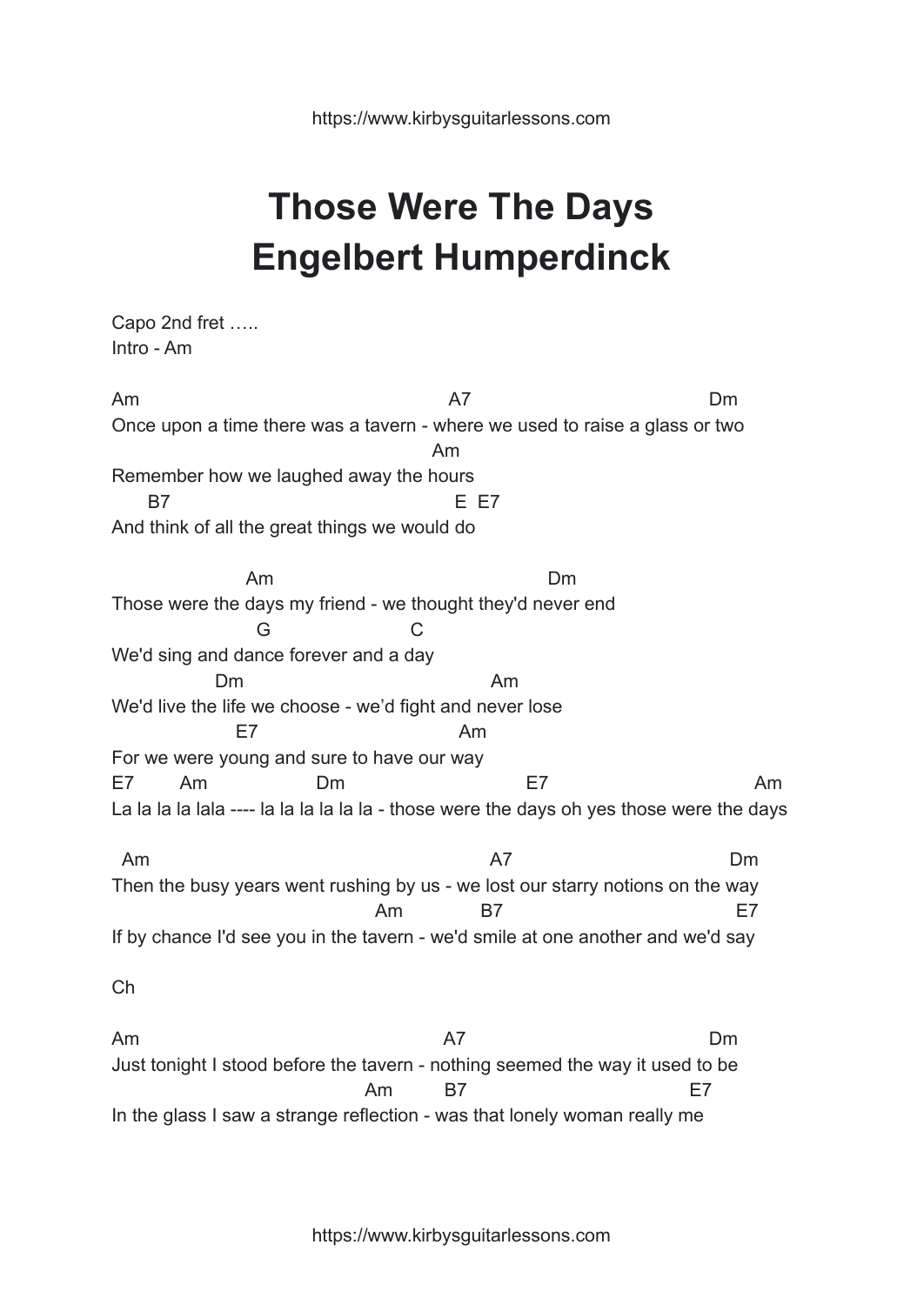# Those Were The Days
# Engelbert Humperdinck

Capo 2nd fret …..
Intro - Am

```
Am                                          A7                                  Dm
Once upon a time there was a tavern - where we used to raise a glass or two
                                          Am
Remember how we laughed away the hours
      B7                                          E  E7
And think of all the great things we would do

                  Am                                    Dm
Those were the days my friend - we thought they'd never end
                   G                C
We'd sing and dance forever and a day
              Dm                              Am
We'd live the life we choose - we’d fight and never lose
                E7                       Am
For we were young and sure to have our way
E7        Am              Dm                        E7                         Am
La la la la lala ---- la la la la la la - those were the days oh yes those were the days

 Am                                                A7                             Dm
Then the busy years went rushing by us - we lost our starry notions on the way
                                 Am           B7                              E7
If by chance I'd see you in the tavern - we'd smile at one another and we'd say

Ch

Am                                          A7                                  Dm
Just tonight I stood before the tavern - nothing seemed the way it used to be
                                Am        B7                            E7
In the glass I saw a strange reflection - was that lonely woman really me
```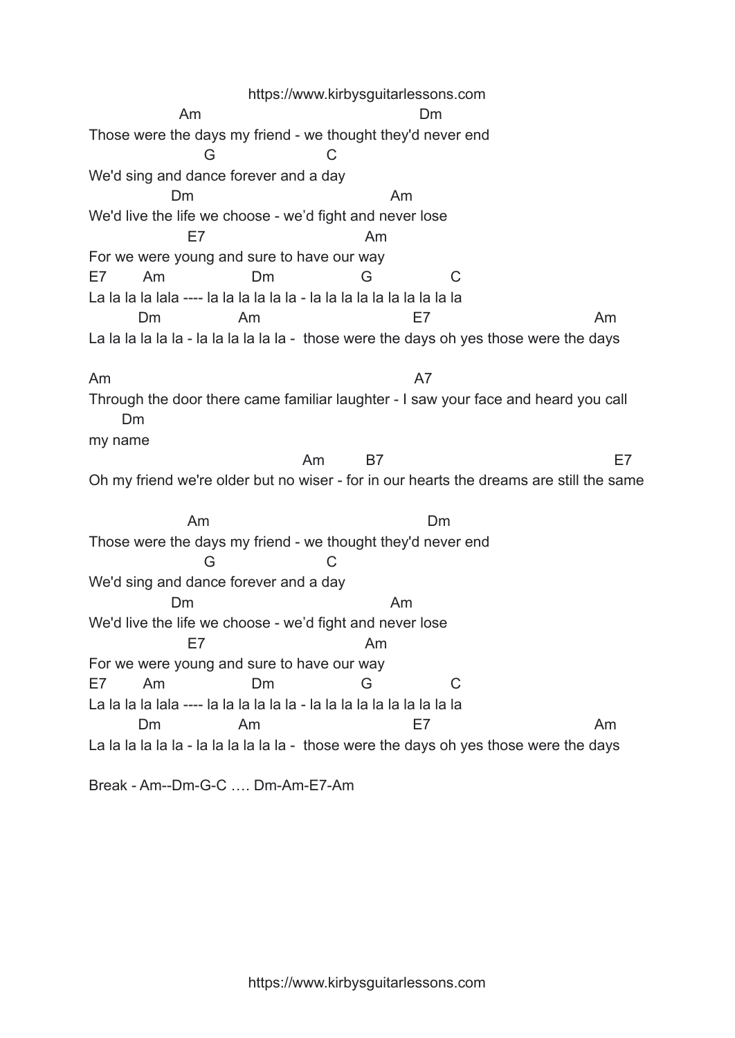```
                Am                                        Dm
Those were the days my friend - we thought they'd never end
                  G                  C
We'd sing and dance forever and a day
            Dm                              Am
We'd live the life we choose - we'd fight and never lose
                E7                      Am
For we were young and sure to have our way
E7       Am            Dm              G            C
La la la la lala ---- la la la la la la - la la la la la la la la la la
         Dm             Am                          E7                          Am
La la la la la la - la la la la la la -  those were the days oh yes those were the days

Am                                                    A7
Through the door there came familiar laughter - I saw your face and heard you call
      Dm
my name
                                  Am        B7                                       E7
Oh my friend we're older but no wiser - for in our hearts the dreams are still the same

                Am                                        Dm
Those were the days my friend - we thought they'd never end
                  G                  C
We'd sing and dance forever and a day
            Dm                              Am
We'd live the life we choose - we'd fight and never lose
                E7                      Am
For we were young and sure to have our way
E7       Am            Dm              G            C
La la la la lala ---- la la la la la la - la la la la la la la la la la
         Dm             Am                          E7                          Am
La la la la la la - la la la la la la -  those were the days oh yes those were the days

Break - Am--Dm-G-C …. Dm-Am-E7-Am
```